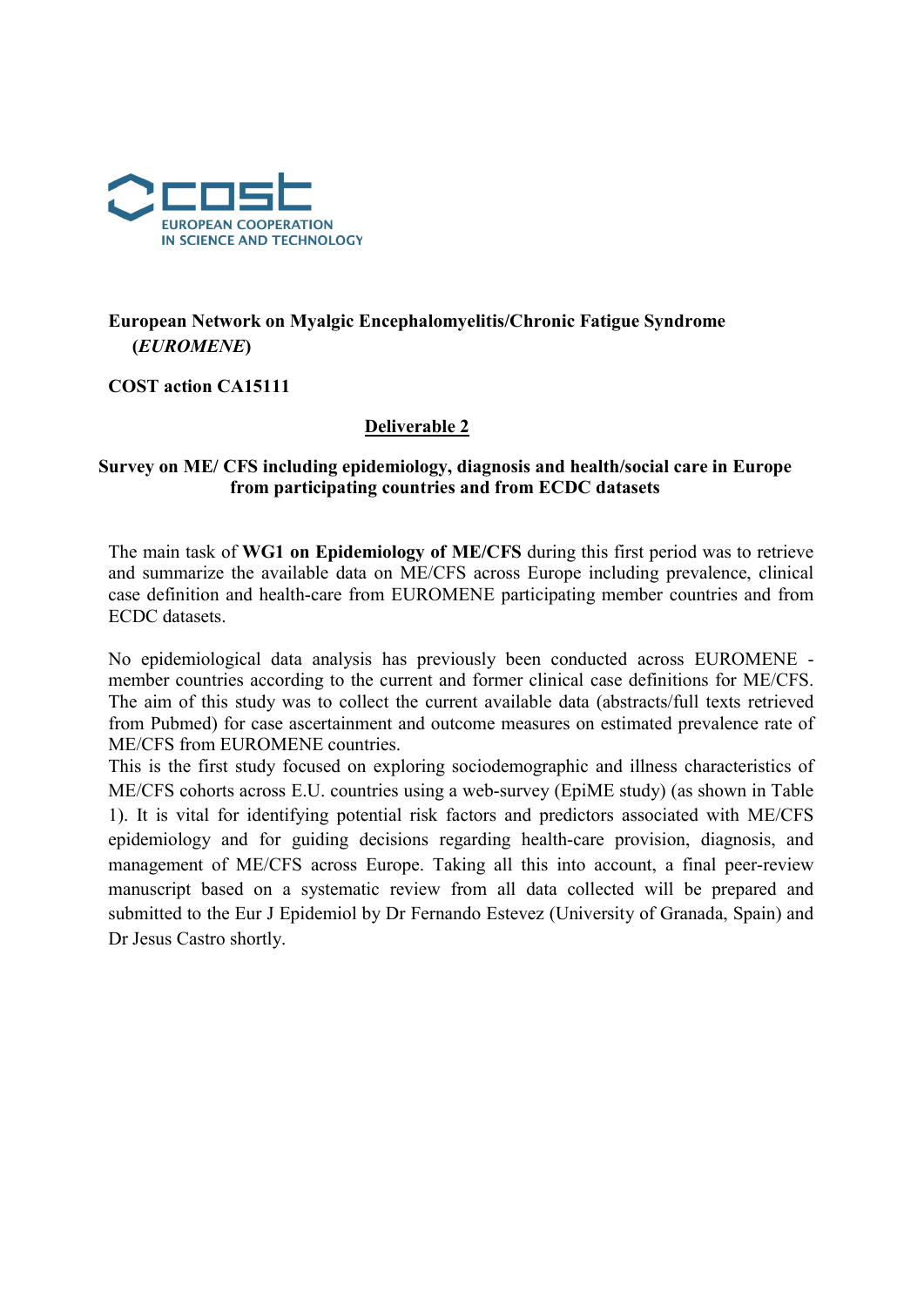COST
EUROPEAN COOPERATION
IN SCIENCE AND TECHNOLOGY

**European Network on Myalgic Encephalomyelitis/Chronic Fatigue Syndrome (*EUROMENE*)**

**COST action CA15111**

**Deliverable 2**

**Survey on ME/ CFS including epidemiology, diagnosis and health/social care in Europe from participating countries and from ECDC datasets**

The main task of **WG1 on Epidemiology of ME/CFS** during this first period was to retrieve and summarize the available data on ME/CFS across Europe including prevalence, clinical case definition and health-care from EUROMENE participating member countries and from ECDC datasets.

No epidemiological data analysis has previously been conducted across EUROMENE - member countries according to the current and former clinical case definitions for ME/CFS. The aim of this study was to collect the current available data (abstracts/full texts retrieved from Pubmed) for case ascertainment and outcome measures on estimated prevalence rate of ME/CFS from EUROMENE countries.
This is the first study focused on exploring sociodemographic and illness characteristics of ME/CFS cohorts across E.U. countries using a web-survey (EpiME study) (as shown in Table 1). It is vital for identifying potential risk factors and predictors associated with ME/CFS epidemiology and for guiding decisions regarding health-care provision, diagnosis, and management of ME/CFS across Europe. Taking all this into account, a final peer-review manuscript based on a systematic review from all data collected will be prepared and submitted to the Eur J Epidemiol by Dr Fernando Estevez (University of Granada, Spain) and Dr Jesus Castro shortly.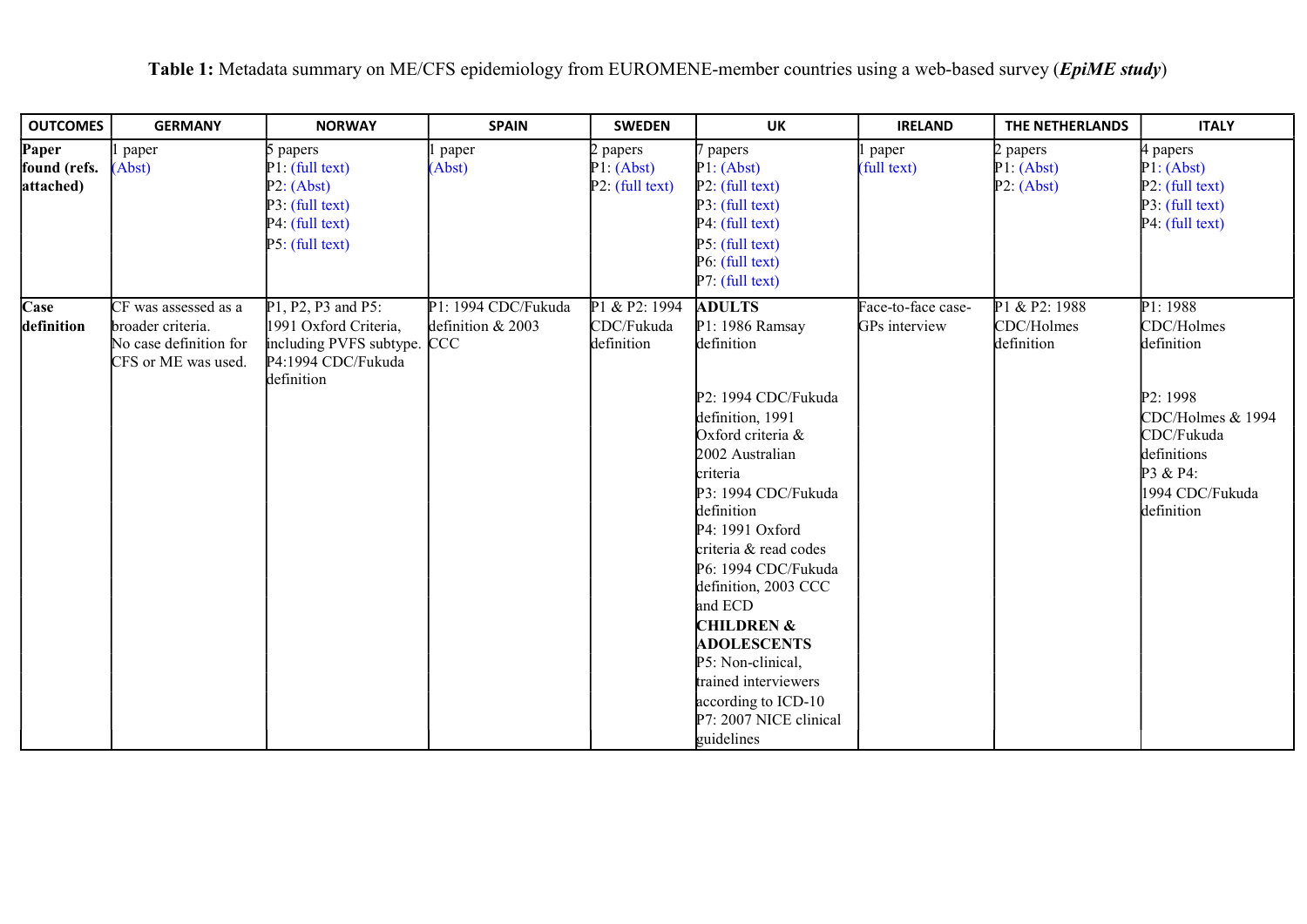**Table 1:** Metadata summary on ME/CFS epidemiology from EUROMENE-member countries using a web-based survey (***EpiME study***)

| OUTCOMES | GERMANY | NORWAY | SPAIN | SWEDEN | UK | IRELAND | THE NETHERLANDS | ITALY |
|---|---|---|---|---|---|---|---|---|
| **Paper found (refs. attached)** | 1 paper (Abst) | 5 papers P1: (full text) P2: (Abst) P3: (full text) P4: (full text) P5: (full text) | 1 paper (Abst) | 2 papers P1: (Abst) P2: (full text) | 7 papers P1: (Abst) P2: (full text) P3: (full text) P4: (full text) P5: (full text) P6: (full text) P7: (full text) | 1 paper (full text) | 2 papers P1: (Abst) P2: (Abst) | 4 papers P1: (Abst) P2: (full text) P3: (full text) P4: (full text) |
| **Case definition** | CF was assessed as a broader criteria. No case definition for CFS or ME was used. | P1, P2, P3 and P5: 1991 Oxford Criteria, including PVFS subtype. P4:1994 CDC/Fukuda definition | P1: 1994 CDC/Fukuda definition & 2003 CCC | P1 & P2: 1994 CDC/Fukuda definition | **ADULTS** P1: 1986 Ramsay definition P2: 1994 CDC/Fukuda definition, 1991 Oxford criteria & 2002 Australian criteria P3: 1994 CDC/Fukuda definition P4: 1991 Oxford criteria & read codes P6: 1994 CDC/Fukuda definition, 2003 CCC and ECD **CHILDREN & ADOLESCENTS** P5: Non-clinical, trained interviewers according to ICD-10 P7: 2007 NICE clinical guidelines | Face-to-face case-GPs interview | P1 & P2: 1988 CDC/Holmes definition | P1: 1988 CDC/Holmes definition P2: 1998 CDC/Holmes & 1994 CDC/Fukuda definitions P3 & P4: 1994 CDC/Fukuda definition |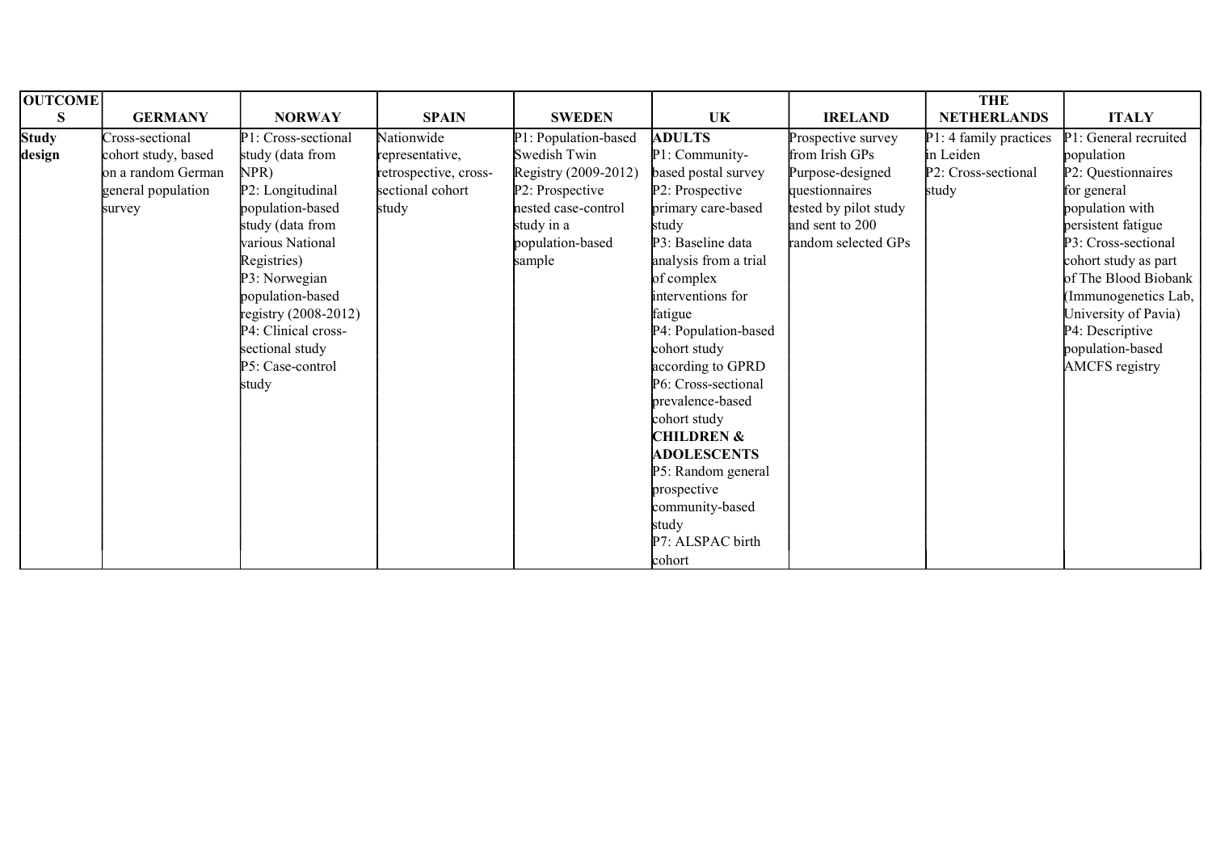| OUTCOMES | GERMANY | NORWAY | SPAIN | SWEDEN | UK | IRELAND | THE NETHERLANDS | ITALY |
|---|---|---|---|---|---|---|---|---|
| **Study design** | Cross-sectional cohort study, based on a random German general population survey | P1: Cross-sectional study (data from NPR)<br>P2: Longitudinal population-based study (data from various National Registries)<br>P3: Norwegian population-based registry (2008-2012)<br>P4: Clinical cross-sectional study<br>P5: Case-control study | Nationwide representative, retrospective, cross-sectional cohort study | P1: Population-based Swedish Twin Registry (2009-2012)<br>P2: Prospective nested case-control study in a population-based sample | **ADULTS**<br>P1: Community-based postal survey<br>P2: Prospective primary care-based study<br>P3: Baseline data analysis from a trial of complex interventions for fatigue<br>P4: Population-based cohort study according to GPRD<br>P6: Cross-sectional prevalence-based cohort study<br>**CHILDREN & ADOLESCENTS**<br>P5: Random general prospective community-based study<br>P7: ALSPAC birth cohort | Prospective survey from Irish GPs Purpose-designed questionnaires tested by pilot study and sent to 200 random selected GPs | P1: 4 family practices in Leiden<br>P2: Cross-sectional study | P1: General recruited population<br>P2: Questionnaires for general population with persistent fatigue<br>P3: Cross-sectional cohort study as part of The Blood Biobank (Immunogenetics Lab, University of Pavia)<br>P4: Descriptive population-based AMCFS registry |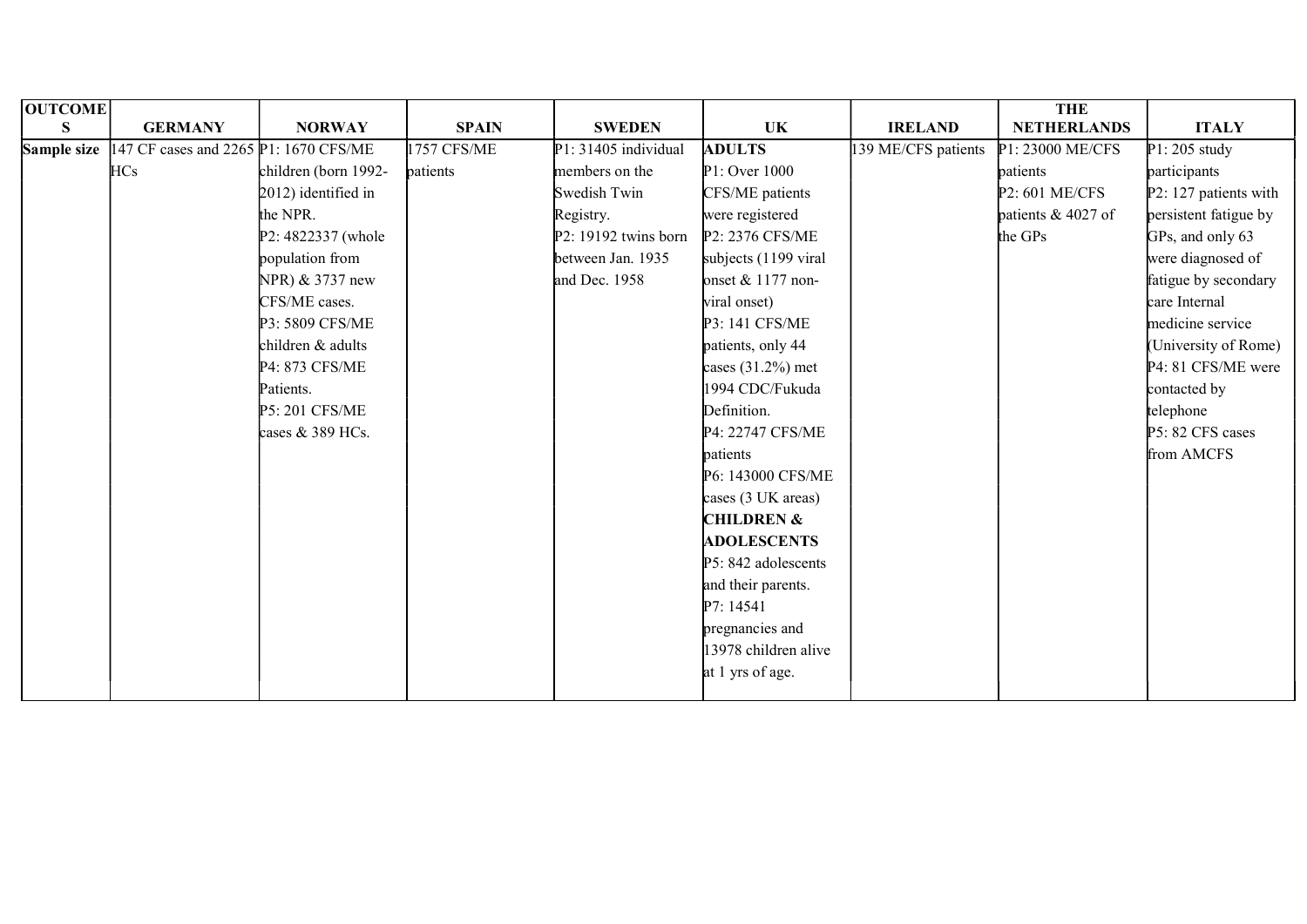| OUTCOMES | GERMANY | NORWAY | SPAIN | SWEDEN | UK | IRELAND | THE NETHERLANDS | ITALY |
|---|---|---|---|---|---|---|---|---|
| **Sample size** | 147 CF cases and 2265 HCs | P1: 1670 CFS/ME children (born 1992-2012) identified in the NPR.<br>P2: 4822337 (whole population from NPR) & 3737 new CFS/ME cases.<br>P3: 5809 CFS/ME children & adults<br>P4: 873 CFS/ME Patients.<br>P5: 201 CFS/ME cases & 389 HCs. | 1757 CFS/ME patients | P1: 31405 individual members on the Swedish Twin Registry.<br>P2: 19192 twins born between Jan. 1935 and Dec. 1958 | **ADULTS**<br>P1: Over 1000 CFS/ME patients were registered<br>P2: 2376 CFS/ME subjects (1199 viral onset & 1177 non-viral onset)<br>P3: 141 CFS/ME patients, only 44 cases (31.2%) met 1994 CDC/Fukuda Definition.<br>P4: 22747 CFS/ME patients<br>P6: 143000 CFS/ME cases (3 UK areas)<br>**CHILDREN & ADOLESCENTS**<br>P5: 842 adolescents and their parents.<br>P7: 14541 pregnancies and 13978 children alive at 1 yrs of age. | 139 ME/CFS patients | P1: 23000 ME/CFS patients<br>P2: 601 ME/CFS patients & 4027 of the GPs | P1: 205 study participants<br>P2: 127 patients with persistent fatigue by GPs, and only 63 were diagnosed of fatigue by secondary care Internal medicine service (University of Rome)<br>P4: 81 CFS/ME were contacted by telephone<br>P5: 82 CFS cases from AMCFS |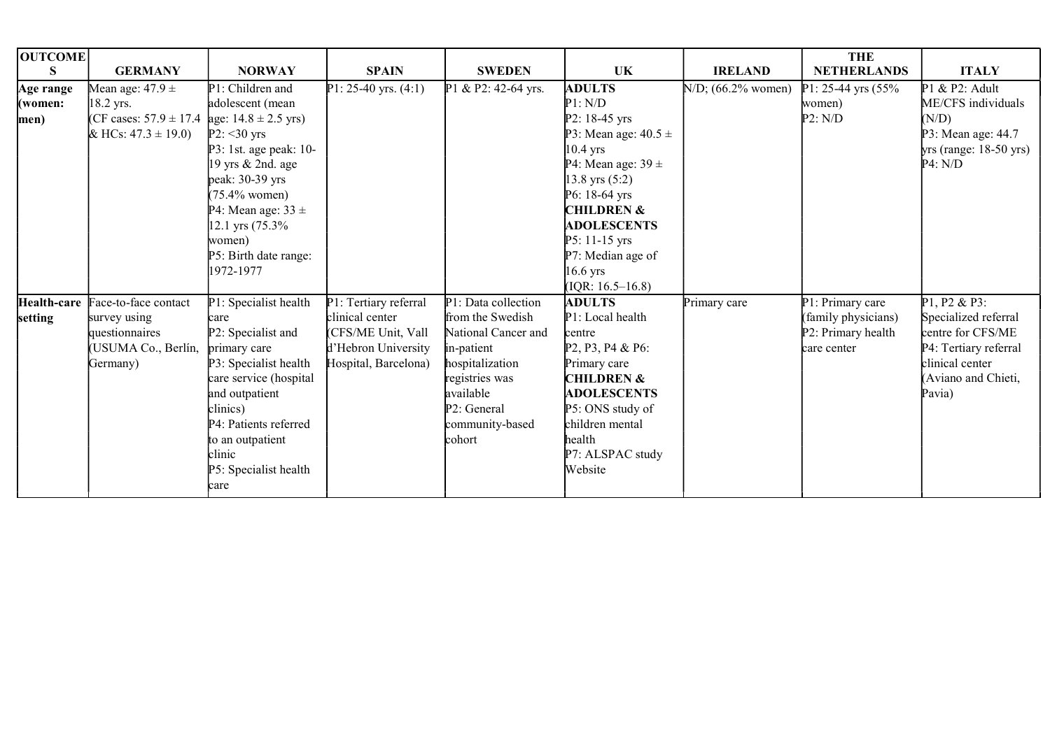| OUTCOMES | GERMANY | NORWAY | SPAIN | SWEDEN | UK | IRELAND | THE NETHERLANDS | ITALY |
|---|---|---|---|---|---|---|---|---|
| Age range (women: men) | Mean age: 47.9 ± 18.2 yrs. (CF cases: 57.9 ± 17.4 & HCs: 47.3 ± 19.0) | P1: Children and adolescent (mean age: 14.8 ± 2.5 yrs)<br>P2: <30 yrs<br>P3: 1st. age peak: 10-19 yrs & 2nd. age peak: 30-39 yrs (75.4% women)<br>P4: Mean age: 33 ± 12.1 yrs (75.3% women)<br>P5: Birth date range: 1972-1977 | P1: 25-40 yrs. (4:1) | P1 & P2: 42-64 yrs. | **ADULTS**<br>P1: N/D<br>P2: 18-45 yrs<br>P3: Mean age: 40.5 ± 10.4 yrs<br>P4: Mean age: 39 ± 13.8 yrs (5:2)<br>P6: 18-64 yrs<br>**CHILDREN & ADOLESCENTS**<br>P5: 11-15 yrs<br>P7: Median age of 16.6 yrs (IQR: 16.5–16.8) | N/D; (66.2% women) | P1: 25-44 yrs (55% women)<br>P2: N/D | P1 & P2: Adult ME/CFS individuals (N/D)<br>P3: Mean age: 44.7 yrs (range: 18-50 yrs)<br>P4: N/D |
| Health-care setting | Face-to-face contact survey using questionnaires (USUMA Co., Berlín, Germany) | P1: Specialist health care<br>P2: Specialist and primary care<br>P3: Specialist health care service (hospital and outpatient clinics)<br>P4: Patients referred to an outpatient clinic<br>P5: Specialist health care | P1: Tertiary referral clinical center (CFS/ME Unit, Vall d'Hebron University Hospital, Barcelona) | P1: Data collection from the Swedish National Cancer and in-patient hospitalization registries was available<br>P2: General community-based cohort | **ADULTS**<br>P1: Local health centre<br>P2, P3, P4 & P6: Primary care<br>**CHILDREN & ADOLESCENTS**<br>P5: ONS study of children mental health<br>P7: ALSPAC study Website | Primary care | P1: Primary care (family physicians)<br>P2: Primary health care center | P1, P2 & P3: Specialized referral centre for CFS/ME<br>P4: Tertiary referral clinical center (Aviano and Chieti, Pavia) |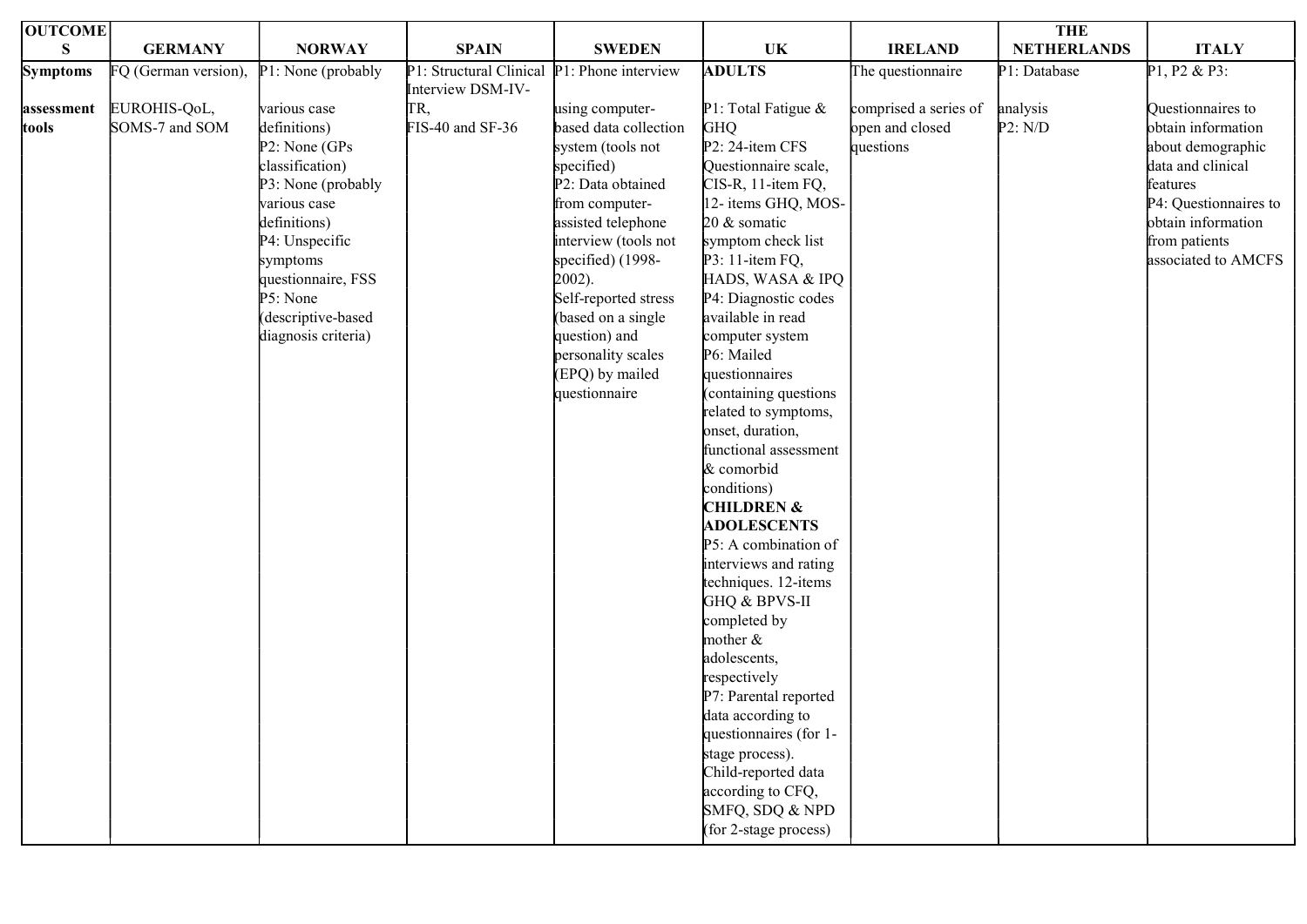| OUTCOMES | GERMANY | NORWAY | SPAIN | SWEDEN | UK | IRELAND | THE NETHERLANDS | ITALY |
|---|---|---|---|---|---|---|---|---|
| **Symptoms assessment tools** | FQ (German version), EUROHIS-QoL, SOMS-7 and SOM | P1: None (probably various case definitions)<br>P2: None (GPs classification)<br>P3: None (probably various case definitions)<br>P4: Unspecific symptoms questionnaire, FSS<br>P5: None (descriptive-based diagnosis criteria) | P1: Structural Clinical Interview DSM-IV-TR, FIS-40 and SF-36 | P1: Phone interview using computer-based data collection system (tools not specified)<br>P2: Data obtained from computer-assisted telephone interview (tools not specified) (1998-2002).<br>Self-reported stress (based on a single question) and personality scales (EPQ) by mailed questionnaire | **ADULTS**<br>P1: Total Fatigue & GHQ<br>P2: 24-item CFS Questionnaire scale, CIS-R, 11-item FQ, 12- items GHQ, MOS-20 & somatic symptom check list<br>P3: 11-item FQ, HADS, WASA & IPQ<br>P4: Diagnostic codes available in read computer system<br>P6: Mailed questionnaires (containing questions related to symptoms, onset, duration, functional assessment & comorbid conditions)<br>**CHILDREN & ADOLESCENTS**<br>P5: A combination of interviews and rating techniques. 12-items GHQ & BPVS-II completed by mother & adolescents, respectively<br>P7: Parental reported data according to questionnaires (for 1-stage process).<br>Child-reported data according to CFQ, SMFQ, SDQ & NPD (for 2-stage process) | The questionnaire comprised a series of open and closed questions | P1: Database analysis<br>P2: N/D | P1, P2 & P3: Questionnaires to obtain information about demographic data and clinical features<br>P4: Questionnaires to obtain information from patients associated to AMCFS |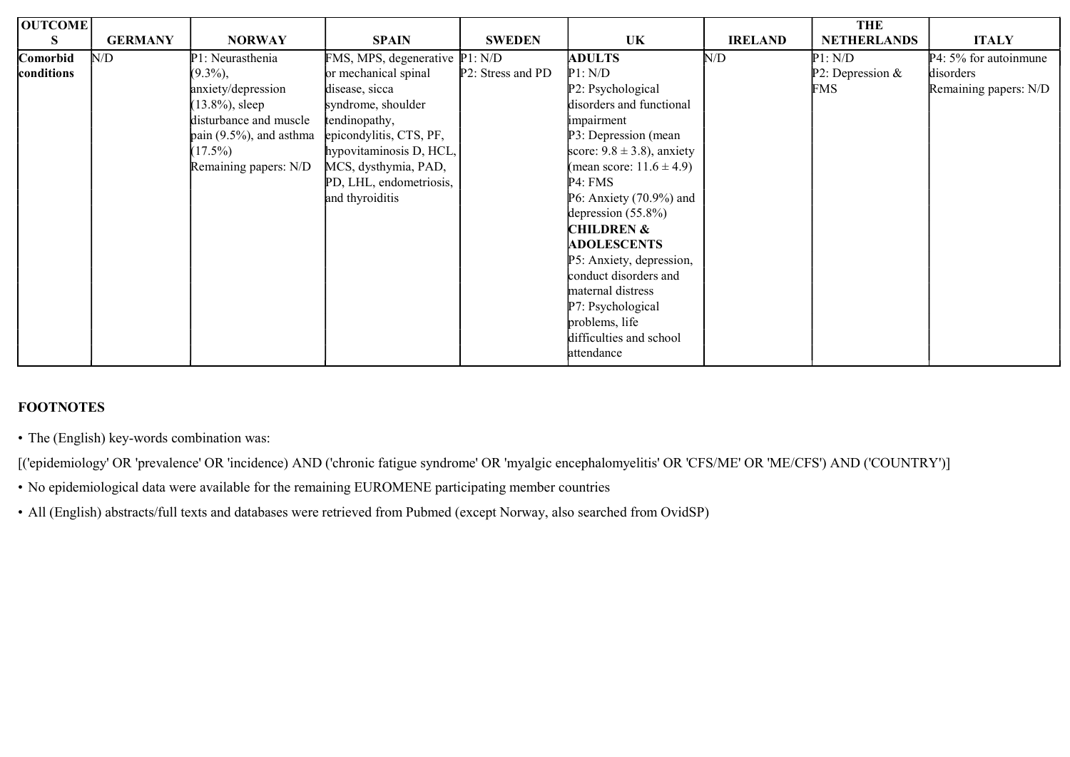| OUTCOMES | GERMANY | NORWAY | SPAIN | SWEDEN | UK | IRELAND | THE NETHERLANDS | ITALY |
|---|---|---|---|---|---|---|---|---|
| **Comorbid conditions** | N/D | P1: Neurasthenia (9.3%), anxiety/depression (13.8%), sleep disturbance and muscle pain (9.5%), and asthma (17.5%)<br>Remaining papers: N/D | FMS, MPS, degenerative or mechanical spinal disease, sicca syndrome, shoulder tendinopathy, epicondylitis, CTS, PF, hypovitaminosis D, HCL, MCS, dysthymia, PAD, PD, LHL, endometriosis, and thyroiditis | P1: N/D<br>P2: Stress and PD | **ADULTS**<br>P1: N/D<br>P2: Psychological disorders and functional impairment<br>P3: Depression (mean score: $9.8 \pm 3.8$), anxiety (mean score: $11.6 \pm 4.9$)<br>P4: FMS<br>P6: Anxiety (70.9%) and depression (55.8%)<br>**CHILDREN & ADOLESCENTS**<br>P5: Anxiety, depression, conduct disorders and maternal distress<br>P7: Psychological problems, life difficulties and school attendance | N/D | P1: N/D<br>P2: Depression & FMS | P4: 5% for autoinmune disorders<br>Remaining papers: N/D |

**FOOTNOTES**

- The (English) key-words combination was:

[('epidemiology' OR 'prevalence' OR 'incidence) AND ('chronic fatigue syndrome' OR 'myalgic encephalomyelitis' OR 'CFS/ME' OR 'ME/CFS') AND ('COUNTRY')]

- No epidemiological data were available for the remaining EUROMENE participating member countries
- All (English) abstracts/full texts and databases were retrieved from Pubmed (except Norway, also searched from OvidSP)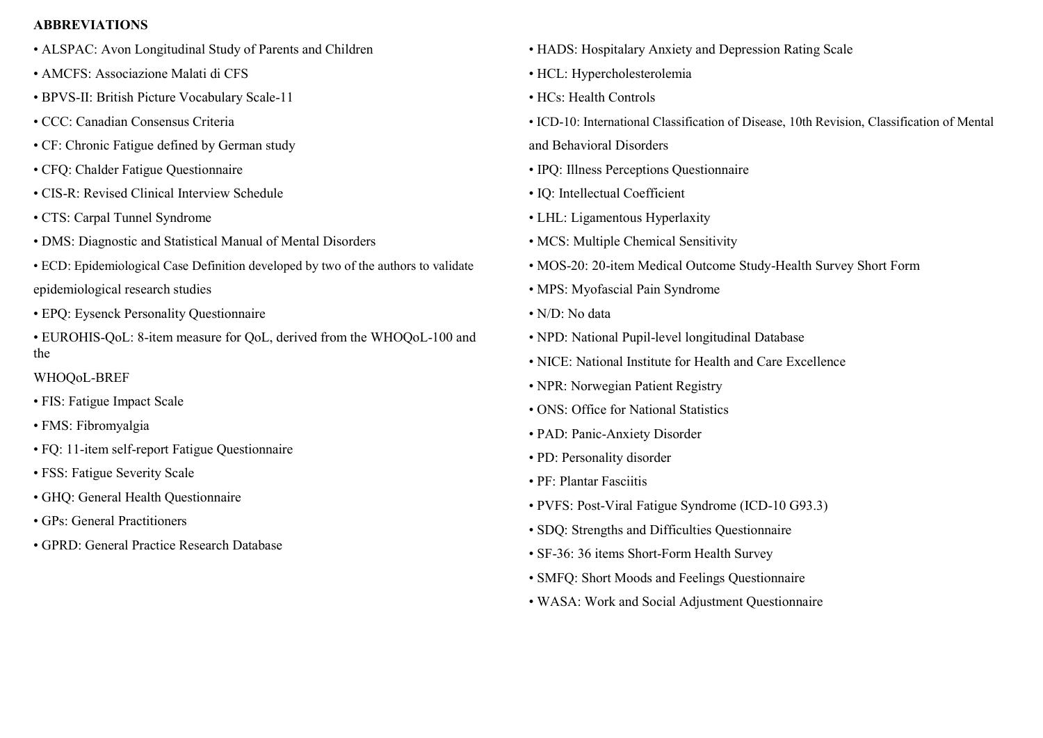**ABBREVIATIONS**

- ALSPAC: Avon Longitudinal Study of Parents and Children
- AMCFS: Associazione Malati di CFS
- BPVS-II: British Picture Vocabulary Scale-11
- CCC: Canadian Consensus Criteria
- CF: Chronic Fatigue defined by German study
- CFQ: Chalder Fatigue Questionnaire
- CIS-R: Revised Clinical Interview Schedule
- CTS: Carpal Tunnel Syndrome
- DMS: Diagnostic and Statistical Manual of Mental Disorders
- ECD: Epidemiological Case Definition developed by two of the authors to validate epidemiological research studies
- EPQ: Eysenck Personality Questionnaire
- EUROHIS-QoL: 8-item measure for QoL, derived from the WHOQoL-100 and the WHOQoL-BREF
- FIS: Fatigue Impact Scale
- FMS: Fibromyalgia
- FQ: 11-item self-report Fatigue Questionnaire
- FSS: Fatigue Severity Scale
- GHQ: General Health Questionnaire
- GPs: General Practitioners
- GPRD: General Practice Research Database
- HADS: Hospitalary Anxiety and Depression Rating Scale
- HCL: Hypercholesterolemia
- HCs: Health Controls
- ICD-10: International Classification of Disease, 10th Revision, Classification of Mental and Behavioral Disorders
- IPQ: Illness Perceptions Questionnaire
- IQ: Intellectual Coefficient
- LHL: Ligamentous Hyperlaxity
- MCS: Multiple Chemical Sensitivity
- MOS-20: 20-item Medical Outcome Study-Health Survey Short Form
- MPS: Myofascial Pain Syndrome
- N/D: No data
- NPD: National Pupil-level longitudinal Database
- NICE: National Institute for Health and Care Excellence
- NPR: Norwegian Patient Registry
- ONS: Office for National Statistics
- PAD: Panic-Anxiety Disorder
- PD: Personality disorder
- PF: Plantar Fasciitis
- PVFS: Post-Viral Fatigue Syndrome (ICD-10 G93.3)
- SDQ: Strengths and Difficulties Questionnaire
- SF-36: 36 items Short-Form Health Survey
- SMFQ: Short Moods and Feelings Questionnaire
- WASA: Work and Social Adjustment Questionnaire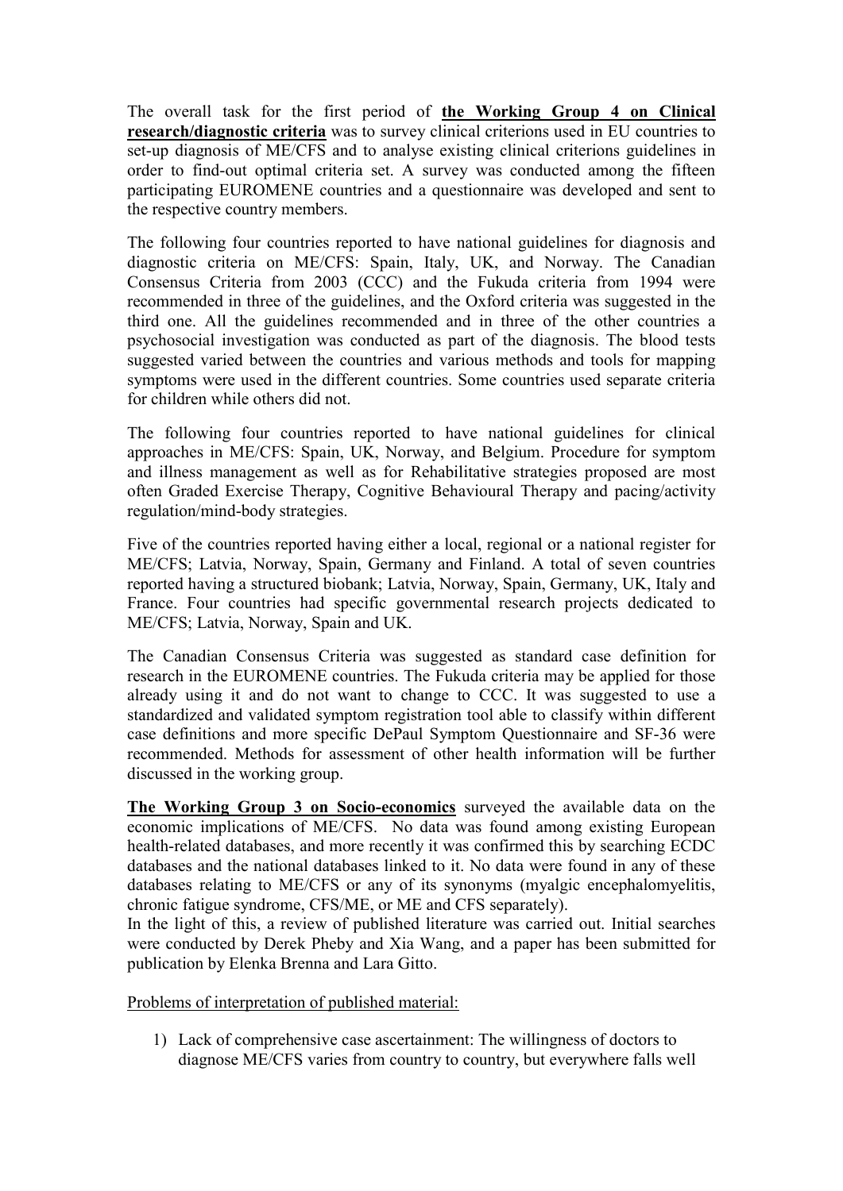The overall task for the first period of **the Working Group 4 on Clinical research/diagnostic criteria** was to survey clinical criterions used in EU countries to set-up diagnosis of ME/CFS and to analyse existing clinical criterions guidelines in order to find-out optimal criteria set. A survey was conducted among the fifteen participating EUROMENE countries and a questionnaire was developed and sent to the respective country members.

The following four countries reported to have national guidelines for diagnosis and diagnostic criteria on ME/CFS: Spain, Italy, UK, and Norway. The Canadian Consensus Criteria from 2003 (CCC) and the Fukuda criteria from 1994 were recommended in three of the guidelines, and the Oxford criteria was suggested in the third one. All the guidelines recommended and in three of the other countries a psychosocial investigation was conducted as part of the diagnosis. The blood tests suggested varied between the countries and various methods and tools for mapping symptoms were used in the different countries. Some countries used separate criteria for children while others did not.

The following four countries reported to have national guidelines for clinical approaches in ME/CFS: Spain, UK, Norway, and Belgium. Procedure for symptom and illness management as well as for Rehabilitative strategies proposed are most often Graded Exercise Therapy, Cognitive Behavioural Therapy and pacing/activity regulation/mind-body strategies.

Five of the countries reported having either a local, regional or a national register for ME/CFS; Latvia, Norway, Spain, Germany and Finland. A total of seven countries reported having a structured biobank; Latvia, Norway, Spain, Germany, UK, Italy and France. Four countries had specific governmental research projects dedicated to ME/CFS; Latvia, Norway, Spain and UK.

The Canadian Consensus Criteria was suggested as standard case definition for research in the EUROMENE countries. The Fukuda criteria may be applied for those already using it and do not want to change to CCC. It was suggested to use a standardized and validated symptom registration tool able to classify within different case definitions and more specific DePaul Symptom Questionnaire and SF-36 were recommended. Methods for assessment of other health information will be further discussed in the working group.

**The Working Group 3 on Socio-economics** surveyed the available data on the economic implications of ME/CFS. No data was found among existing European health-related databases, and more recently it was confirmed this by searching ECDC databases and the national databases linked to it. No data were found in any of these databases relating to ME/CFS or any of its synonyms (myalgic encephalomyelitis, chronic fatigue syndrome, CFS/ME, or ME and CFS separately).
In the light of this, a review of published literature was carried out. Initial searches were conducted by Derek Pheby and Xia Wang, and a paper has been submitted for publication by Elenka Brenna and Lara Gitto.

Problems of interpretation of published material:

1) Lack of comprehensive case ascertainment: The willingness of doctors to diagnose ME/CFS varies from country to country, but everywhere falls well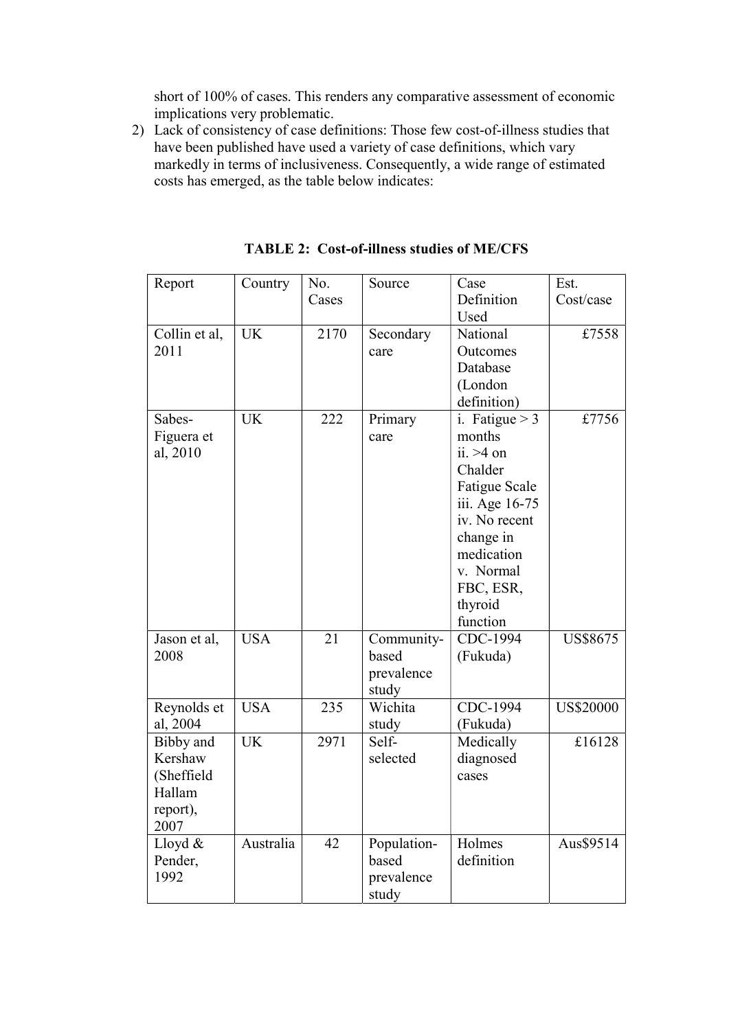short of 100% of cases. This renders any comparative assessment of economic implications very problematic.

2) Lack of consistency of case definitions: Those few cost-of-illness studies that have been published have used a variety of case definitions, which vary markedly in terms of inclusiveness. Consequently, a wide range of estimated costs has emerged, as the table below indicates:

**TABLE 2: Cost-of-illness studies of ME/CFS**

| Report | Country | No. Cases | Source | Case Definition Used | Est. Cost/case |
|---|---|---|---|---|---|
| Collin et al, 2011 | UK | 2170 | Secondary care | National Outcomes Database (London definition) | £7558 |
| Sabes-Figuera et al, 2010 | UK | 222 | Primary care | i. Fatigue > 3 months<br>ii. >4 on Chalder Fatigue Scale<br>iii. Age 16-75<br>iv. No recent change in medication<br>v. Normal FBC, ESR, thyroid function | £7756 |
| Jason et al, 2008 | USA | 21 | Community-based prevalence study | CDC-1994 (Fukuda) | US$8675 |
| Reynolds et al, 2004 | USA | 235 | Wichita study | CDC-1994 (Fukuda) | US$20000 |
| Bibby and Kershaw (Sheffield Hallam report), 2007 | UK | 2971 | Self-selected | Medically diagnosed cases | £16128 |
| Lloyd & Pender, 1992 | Australia | 42 | Population-based prevalence study | Holmes definition | Aus$9514 |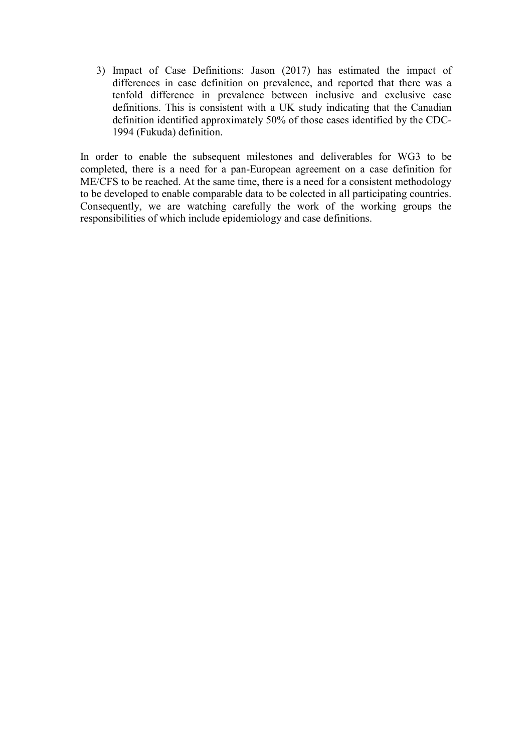3) Impact of Case Definitions: Jason (2017) has estimated the impact of differences in case definition on prevalence, and reported that there was a tenfold difference in prevalence between inclusive and exclusive case definitions. This is consistent with a UK study indicating that the Canadian definition identified approximately 50% of those cases identified by the CDC-1994 (Fukuda) definition.

In order to enable the subsequent milestones and deliverables for WG3 to be completed, there is a need for a pan-European agreement on a case definition for ME/CFS to be reached. At the same time, there is a need for a consistent methodology to be developed to enable comparable data to be colected in all participating countries. Consequently, we are watching carefully the work of the working groups the responsibilities of which include epidemiology and case definitions.